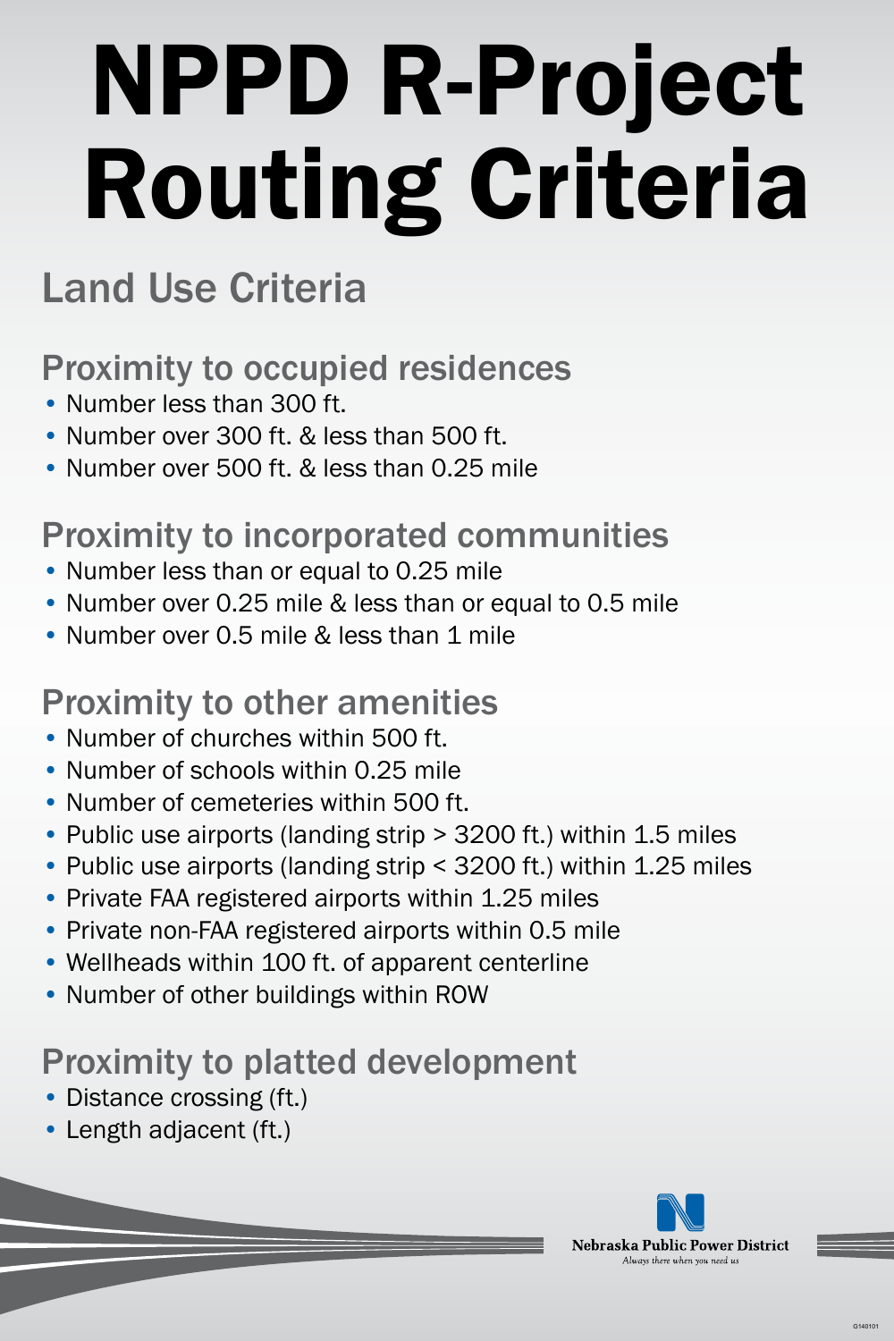# NPPD R-Project Routing Criteria

## Land Use Criteria

### Proximity to occupied residences

- Number less than 300 ft.
- Number over 300 ft. & less than 500 ft.
- Number over 500 ft. & less than 0.25 mile

### Proximity to incorporated communities

- Number less than or equal to 0.25 mile
- Number over 0.25 mile & less than or equal to 0.5 mile
- Number over 0.5 mile & less than 1 mile

### Proximity to other amenities

- Number of churches within 500 ft.
- Number of schools within 0.25 mile
- Number of cemeteries within 500 ft.
- Public use airports (landing strip > 3200 ft.) within 1.5 miles
- Public use airports (landing strip < 3200 ft.) within 1.25 miles
- Private FAA registered airports within 1.25 miles
- Private non-FAA registered airports within 0.5 mile
- Wellheads within 100 ft. of apparent centerline
- Number of other buildings within ROW

### Proximity to platted development

- Distance crossing (ft.)
- Length adjacent (ft.)

Nebraska Public Power District
*Always there when you need us*

G140101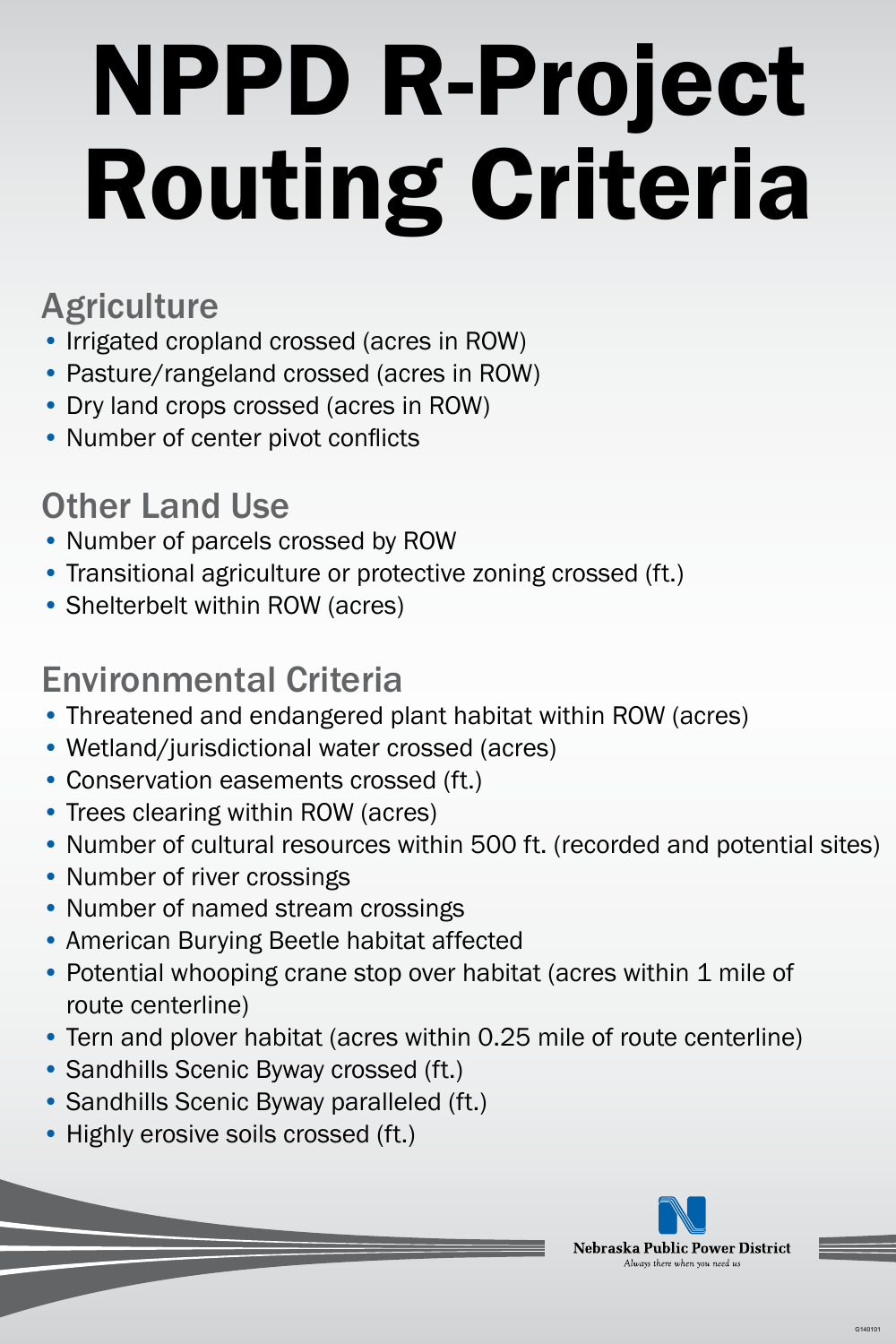# NPPD R-Project Routing Criteria

## Agriculture

- Irrigated cropland crossed (acres in ROW)
- Pasture/rangeland crossed (acres in ROW)
- Dry land crops crossed (acres in ROW)
- Number of center pivot conflicts

## Other Land Use

- Number of parcels crossed by ROW
- Transitional agriculture or protective zoning crossed (ft.)
- Shelterbelt within ROW (acres)

## Environmental Criteria

- Threatened and endangered plant habitat within ROW (acres)
- Wetland/jurisdictional water crossed (acres)
- Conservation easements crossed (ft.)
- Trees clearing within ROW (acres)
- Number of cultural resources within 500 ft. (recorded and potential sites)
- Number of river crossings
- Number of named stream crossings
- American Burying Beetle habitat affected
- Potential whooping crane stop over habitat (acres within 1 mile of route centerline)
- Tern and plover habitat (acres within 0.25 mile of route centerline)
- Sandhills Scenic Byway crossed (ft.)
- Sandhills Scenic Byway paralleled (ft.)
- Highly erosive soils crossed (ft.)

Nebraska Public Power District
*Always there when you need us*

G140101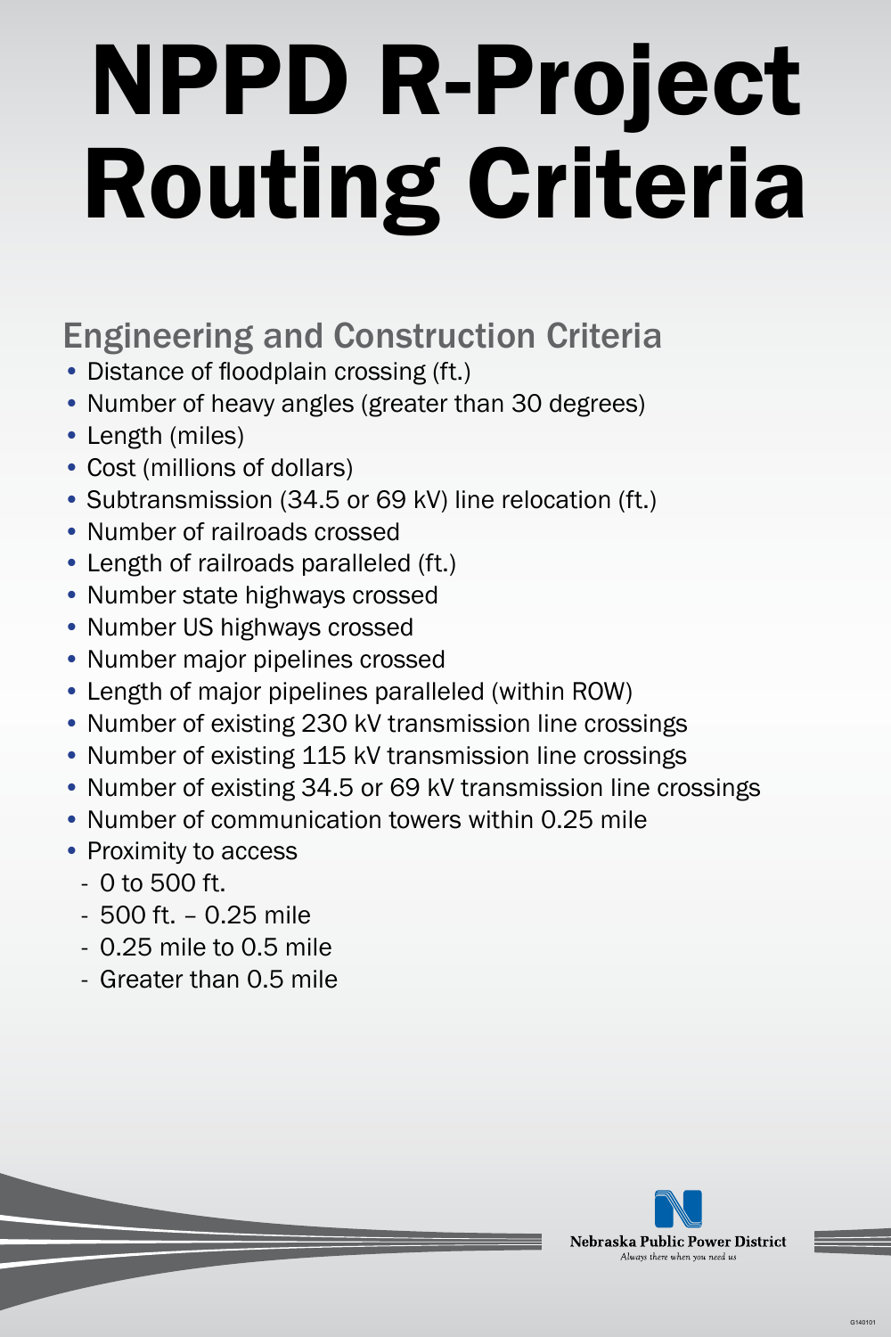# NPPD R-Project Routing Criteria

## Engineering and Construction Criteria

- Distance of floodplain crossing (ft.)
- Number of heavy angles (greater than 30 degrees)
- Length (miles)
- Cost (millions of dollars)
- Subtransmission (34.5 or 69 kV) line relocation (ft.)
- Number of railroads crossed
- Length of railroads paralleled (ft.)
- Number state highways crossed
- Number US highways crossed
- Number major pipelines crossed
- Length of major pipelines paralleled (within ROW)
- Number of existing 230 kV transmission line crossings
- Number of existing 115 kV transmission line crossings
- Number of existing 34.5 or 69 kV transmission line crossings
- Number of communication towers within 0.25 mile
- Proximity to access
  - 0 to 500 ft.
  - 500 ft. – 0.25 mile
  - 0.25 mile to 0.5 mile
  - Greater than 0.5 mile

Nebraska Public Power District
*Always there when you need us*

G140101